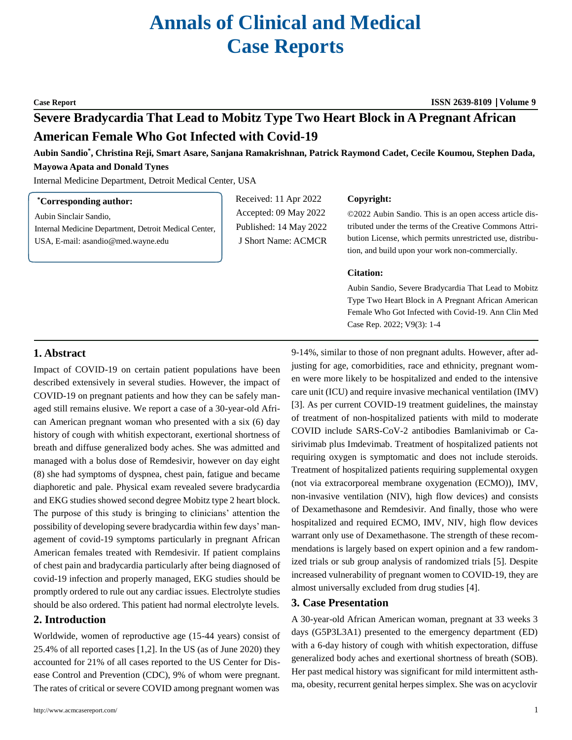# Annals of Clinical and Medical Case Reports

**Case Report**

ISSN 2639-8109 | Volume 9

## Severe Bradycardia That Lead to Mobitz Type Two Heart Block in A Pregnant African American Female Who Got Infected with Covid-19

**Aubin Sandio*, Christina Reji, Smart Asare, Sanjana Ramakrishnan, Patrick Raymond Cadet, Cecile Koumou, Stephen Dada, Mayowa Apata and Donald Tynes**

Internal Medicine Department, Detroit Medical Center, USA

**\*Corresponding author:**

Aubin Sinclair Sandio,
Internal Medicine Department, Detroit Medical Center, USA, E-mail: asandio@med.wayne.edu

Received: 11 Apr 2022
Accepted: 09 May 2022
Published: 14 May 2022
J Short Name: ACMCR

**Copyright:**

©2022 Aubin Sandio. This is an open access article distributed under the terms of the Creative Commons Attribution License, which permits unrestricted use, distribution, and build upon your work non-commercially.

**Citation:**

Aubin Sandio, Severe Bradycardia That Lead to Mobitz Type Two Heart Block in A Pregnant African American Female Who Got Infected with Covid-19. Ann Clin Med Case Rep. 2022; V9(3): 1-4

## 1. Abstract

Impact of COVID-19 on certain patient populations have been described extensively in several studies. However, the impact of COVID-19 on pregnant patients and how they can be safely managed still remains elusive. We report a case of a 30-year-old African American pregnant woman who presented with a six (6) day history of cough with whitish expectorant, exertional shortness of breath and diffuse generalized body aches. She was admitted and managed with a bolus dose of Remdesivir, however on day eight (8) she had symptoms of dyspnea, chest pain, fatigue and became diaphoretic and pale. Physical exam revealed severe bradycardia and EKG studies showed second degree Mobitz type 2 heart block. The purpose of this study is bringing to clinicians' attention the possibility of developing severe bradycardia within few days' management of covid-19 symptoms particularly in pregnant African American females treated with Remdesivir. If patient complains of chest pain and bradycardia particularly after being diagnosed of covid-19 infection and properly managed, EKG studies should be promptly ordered to rule out any cardiac issues. Electrolyte studies should be also ordered. This patient had normal electrolyte levels.

## 2. Introduction

Worldwide, women of reproductive age (15-44 years) consist of 25.4% of all reported cases [1,2]. In the US (as of June 2020) they accounted for 21% of all cases reported to the US Center for Disease Control and Prevention (CDC), 9% of whom were pregnant. The rates of critical or severe COVID among pregnant women was 9-14%, similar to those of non pregnant adults. However, after adjusting for age, comorbidities, race and ethnicity, pregnant women were more likely to be hospitalized and ended to the intensive care unit (ICU) and require invasive mechanical ventilation (IMV) [3]. As per current COVID-19 treatment guidelines, the mainstay of treatment of non-hospitalized patients with mild to moderate COVID include SARS-CoV-2 antibodies Bamlanivimab or Casirivimab plus Imdevimab. Treatment of hospitalized patients not requiring oxygen is symptomatic and does not include steroids. Treatment of hospitalized patients requiring supplemental oxygen (not via extracorporeal membrane oxygenation (ECMO)), IMV, non-invasive ventilation (NIV), high flow devices) and consists of Dexamethasone and Remdesivir. And finally, those who were hospitalized and required ECMO, IMV, NIV, high flow devices warrant only use of Dexamethasone. The strength of these recommendations is largely based on expert opinion and a few randomized trials or sub group analysis of randomized trials [5]. Despite increased vulnerability of pregnant women to COVID-19, they are almost universally excluded from drug studies [4].

## 3. Case Presentation

A 30-year-old African American woman, pregnant at 33 weeks 3 days (G5P3L3A1) presented to the emergency department (ED) with a 6-day history of cough with whitish expectoration, diffuse generalized body aches and exertional shortness of breath (SOB). Her past medical history was significant for mild intermittent asthma, obesity, recurrent genital herpes simplex. She was on acyclovir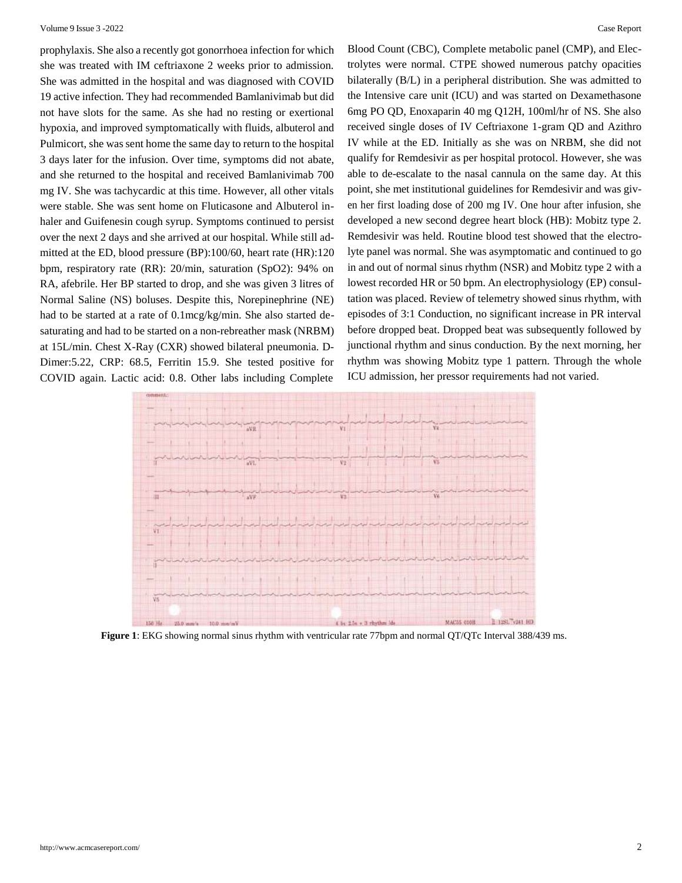prophylaxis. She also a recently got gonorrhoea infection for which she was treated with IM ceftriaxone 2 weeks prior to admission. She was admitted in the hospital and was diagnosed with COVID 19 active infection. They had recommended Bamlanivimab but did not have slots for the same. As she had no resting or exertional hypoxia, and improved symptomatically with fluids, albuterol and Pulmicort, she was sent home the same day to return to the hospital 3 days later for the infusion. Over time, symptoms did not abate, and she returned to the hospital and received Bamlanivimab 700 mg IV. She was tachycardic at this time. However, all other vitals were stable. She was sent home on Fluticasone and Albuterol inhaler and Guifenesin cough syrup. Symptoms continued to persist over the next 2 days and she arrived at our hospital. While still admitted at the ED, blood pressure (BP):100/60, heart rate (HR):120 bpm, respiratory rate (RR): 20/min, saturation (SpO2): 94% on RA, afebrile. Her BP started to drop, and she was given 3 litres of Normal Saline (NS) boluses. Despite this, Norepinephrine (NE) had to be started at a rate of 0.1mcg/kg/min. She also started desaturating and had to be started on a non-rebreather mask (NRBM) at 15L/min. Chest X-Ray (CXR) showed bilateral pneumonia. D-Dimer:5.22, CRP: 68.5, Ferritin 15.9. She tested positive for COVID again. Lactic acid: 0.8. Other labs including Complete Blood Count (CBC), Complete metabolic panel (CMP), and Electrolytes were normal. CTPE showed numerous patchy opacities bilaterally (B/L) in a peripheral distribution. She was admitted to the Intensive care unit (ICU) and was started on Dexamethasone 6mg PO QD, Enoxaparin 40 mg Q12H, 100ml/hr of NS. She also received single doses of IV Ceftriaxone 1-gram QD and Azithro IV while at the ED. Initially as she was on NRBM, she did not qualify for Remdesivir as per hospital protocol. However, she was able to de-escalate to the nasal cannula on the same day. At this point, she met institutional guidelines for Remdesivir and was given her first loading dose of 200 mg IV. One hour after infusion, she developed a new second degree heart block (HB): Mobitz type 2. Remdesivir was held. Routine blood test showed that the electrolyte panel was normal. She was asymptomatic and continued to go in and out of normal sinus rhythm (NSR) and Mobitz type 2 with a lowest recorded HR or 50 bpm. An electrophysiology (EP) consultation was placed. Review of telemetry showed sinus rhythm, with episodes of 3:1 Conduction, no significant increase in PR interval before dropped beat. Dropped beat was subsequently followed by junctional rhythm and sinus conduction. By the next morning, her rhythm was showing Mobitz type 1 pattern. Through the whole ICU admission, her pressor requirements had not varied.

**Figure 1**: EKG showing normal sinus rhythm with ventricular rate 77bpm and normal QT/QTc Interval 388/439 ms.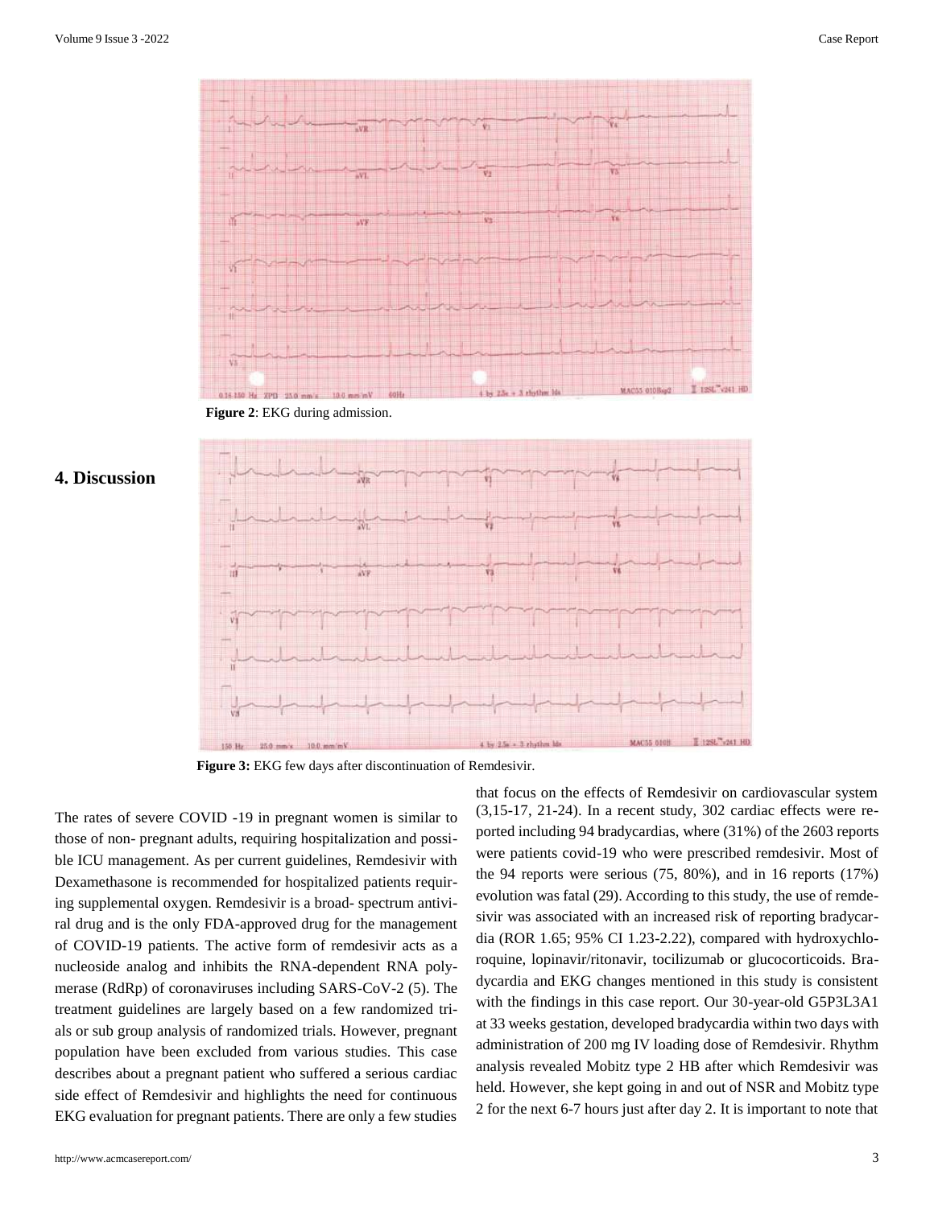**Figure 2**: EKG during admission.

**Figure 3:** EKG few days after discontinuation of Remdesivir.

## 4. Discussion

The rates of severe COVID -19 in pregnant women is similar to those of non- pregnant adults, requiring hospitalization and possible ICU management. As per current guidelines, Remdesivir with Dexamethasone is recommended for hospitalized patients requiring supplemental oxygen. Remdesivir is a broad- spectrum antiviral drug and is the only FDA-approved drug for the management of COVID-19 patients. The active form of remdesivir acts as a nucleoside analog and inhibits the RNA-dependent RNA polymerase (RdRp) of coronaviruses including SARS-CoV-2 (5). The treatment guidelines are largely based on a few randomized trials or sub group analysis of randomized trials. However, pregnant population have been excluded from various studies. This case describes about a pregnant patient who suffered a serious cardiac side effect of Remdesivir and highlights the need for continuous EKG evaluation for pregnant patients. There are only a few studies that focus on the effects of Remdesivir on cardiovascular system (3,15-17, 21-24). In a recent study, 302 cardiac effects were reported including 94 bradycardias, where (31%) of the 2603 reports were patients covid-19 who were prescribed remdesivir. Most of the 94 reports were serious (75, 80%), and in 16 reports (17%) evolution was fatal (29). According to this study, the use of remdesivir was associated with an increased risk of reporting bradycardia (ROR 1.65; 95% CI 1.23-2.22), compared with hydroxychloroquine, lopinavir/ritonavir, tocilizumab or glucocorticoids. Bradycardia and EKG changes mentioned in this study is consistent with the findings in this case report. Our 30-year-old G5P3L3A1 at 33 weeks gestation, developed bradycardia within two days with administration of 200 mg IV loading dose of Remdesivir. Rhythm analysis revealed Mobitz type 2 HB after which Remdesivir was held. However, she kept going in and out of NSR and Mobitz type 2 for the next 6-7 hours just after day 2. It is important to note that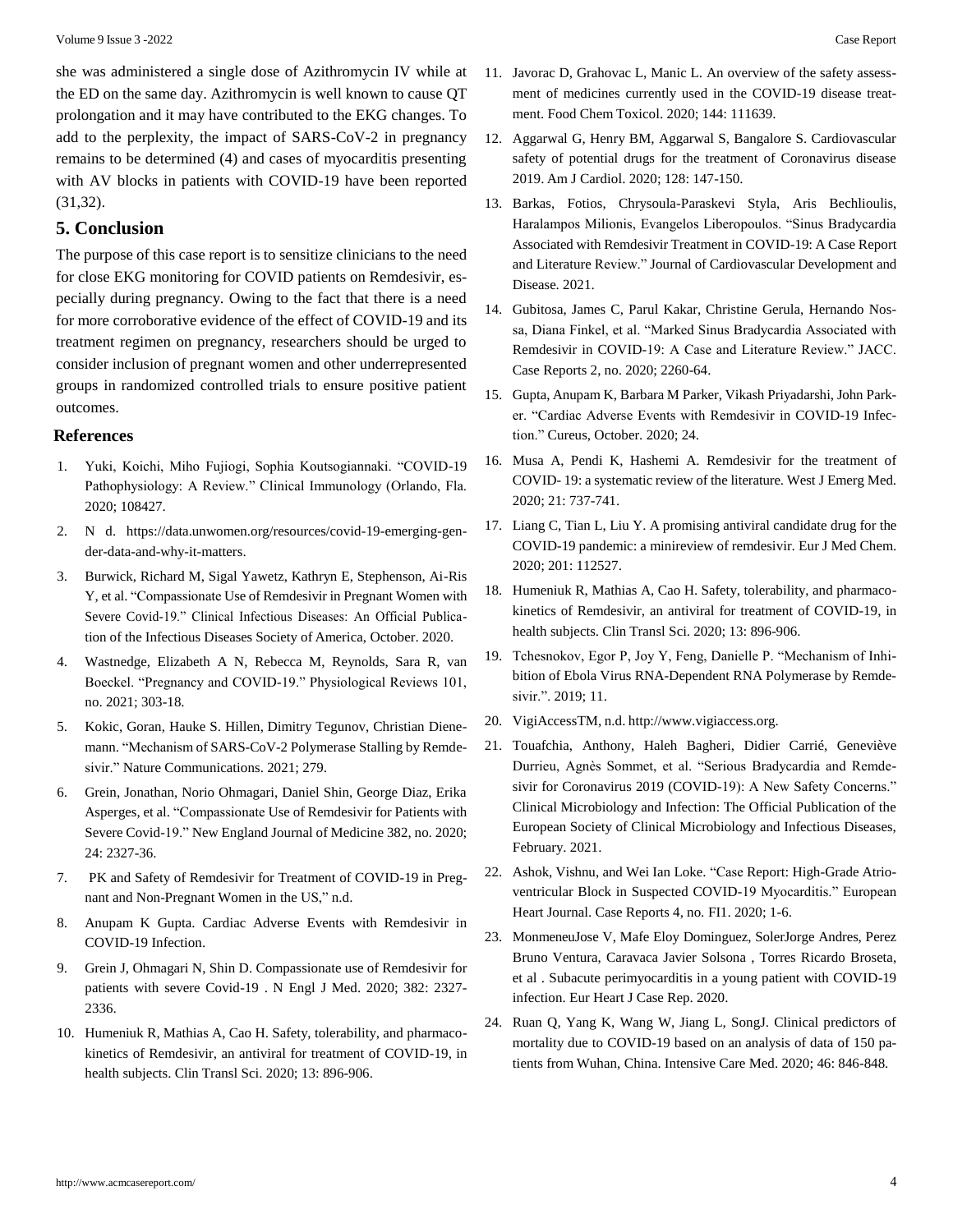she was administered a single dose of Azithromycin IV while at the ED on the same day. Azithromycin is well known to cause QT prolongation and it may have contributed to the EKG changes. To add to the perplexity, the impact of SARS-CoV-2 in pregnancy remains to be determined (4) and cases of myocarditis presenting with AV blocks in patients with COVID-19 have been reported (31,32).

## 5. Conclusion

The purpose of this case report is to sensitize clinicians to the need for close EKG monitoring for COVID patients on Remdesivir, especially during pregnancy. Owing to the fact that there is a need for more corroborative evidence of the effect of COVID-19 and its treatment regimen on pregnancy, researchers should be urged to consider inclusion of pregnant women and other underrepresented groups in randomized controlled trials to ensure positive patient outcomes.

## References

1. Yuki, Koichi, Miho Fujiogi, Sophia Koutsogiannaki. “COVID-19 Pathophysiology: A Review.” Clinical Immunology (Orlando, Fla. 2020; 108427.
2. N d. https://data.unwomen.org/resources/covid-19-emerging-gender-data-and-why-it-matters.
3. Burwick, Richard M, Sigal Yawetz, Kathryn E, Stephenson, Ai-Ris Y, et al. “Compassionate Use of Remdesivir in Pregnant Women with Severe Covid-19.” Clinical Infectious Diseases: An Official Publication of the Infectious Diseases Society of America, October. 2020.
4. Wastnedge, Elizabeth A N, Rebecca M, Reynolds, Sara R, van Boeckel. “Pregnancy and COVID-19.” Physiological Reviews 101, no. 2021; 303-18.
5. Kokic, Goran, Hauke S. Hillen, Dimitry Tegunov, Christian Dienemann. “Mechanism of SARS-CoV-2 Polymerase Stalling by Remdesivir.” Nature Communications. 2021; 279.
6. Grein, Jonathan, Norio Ohmagari, Daniel Shin, George Diaz, Erika Asperges, et al. “Compassionate Use of Remdesivir for Patients with Severe Covid-19.” New England Journal of Medicine 382, no. 2020; 24: 2327-36.
7. PK and Safety of Remdesivir for Treatment of COVID-19 in Pregnant and Non-Pregnant Women in the US,” n.d.
8. Anupam K Gupta. Cardiac Adverse Events with Remdesivir in COVID-19 Infection.
9. Grein J, Ohmagari N, Shin D. Compassionate use of Remdesivir for patients with severe Covid-19 . N Engl J Med. 2020; 382: 2327-2336.
10. Humeniuk R, Mathias A, Cao H. Safety, tolerability, and pharmacokinetics of Remdesivir, an antiviral for treatment of COVID-19, in health subjects. Clin Transl Sci. 2020; 13: 896-906.
11. Javorac D, Grahovac L, Manic L. An overview of the safety assessment of medicines currently used in the COVID-19 disease treatment. Food Chem Toxicol. 2020; 144: 111639.
12. Aggarwal G, Henry BM, Aggarwal S, Bangalore S. Cardiovascular safety of potential drugs for the treatment of Coronavirus disease 2019. Am J Cardiol. 2020; 128: 147-150.
13. Barkas, Fotios, Chrysoula-Paraskevi Styla, Aris Bechlioulis, Haralampos Milionis, Evangelos Liberopoulos. “Sinus Bradycardia Associated with Remdesivir Treatment in COVID-19: A Case Report and Literature Review.” Journal of Cardiovascular Development and Disease. 2021.
14. Gubitosa, James C, Parul Kakar, Christine Gerula, Hernando Nossa, Diana Finkel, et al. “Marked Sinus Bradycardia Associated with Remdesivir in COVID-19: A Case and Literature Review.” JACC. Case Reports 2, no. 2020; 2260-64.
15. Gupta, Anupam K, Barbara M Parker, Vikash Priyadarshi, John Parker. “Cardiac Adverse Events with Remdesivir in COVID-19 Infection.” Cureus, October. 2020; 24.
16. Musa A, Pendi K, Hashemi A. Remdesivir for the treatment of COVID- 19: a systematic review of the literature. West J Emerg Med. 2020; 21: 737-741.
17. Liang C, Tian L, Liu Y. A promising antiviral candidate drug for the COVID-19 pandemic: a minireview of remdesivir. Eur J Med Chem. 2020; 201: 112527.
18. Humeniuk R, Mathias A, Cao H. Safety, tolerability, and pharmacokinetics of Remdesivir, an antiviral for treatment of COVID-19, in health subjects. Clin Transl Sci. 2020; 13: 896-906.
19. Tchesnokov, Egor P, Joy Y, Feng, Danielle P. “Mechanism of Inhibition of Ebola Virus RNA-Dependent RNA Polymerase by Remdesivir.”. 2019; 11.
20. VigiAccessTM, n.d. http://www.vigiaccess.org.
21. Touafchia, Anthony, Haleh Bagheri, Didier Carrié, Geneviève Durrieu, Agnès Sommet, et al. “Serious Bradycardia and Remdesivir for Coronavirus 2019 (COVID-19): A New Safety Concerns.” Clinical Microbiology and Infection: The Official Publication of the European Society of Clinical Microbiology and Infectious Diseases, February. 2021.
22. Ashok, Vishnu, and Wei Ian Loke. “Case Report: High-Grade Atrioventricular Block in Suspected COVID-19 Myocarditis.” European Heart Journal. Case Reports 4, no. FI1. 2020; 1-6.
23. MonmeneuJose V, Mafe Eloy Dominguez, SolerJorge Andres, Perez Bruno Ventura, Caravaca Javier Solsona , Torres Ricardo Broseta, et al . Subacute perimyocarditis in a young patient with COVID-19 infection. Eur Heart J Case Rep. 2020.
24. Ruan Q, Yang K, Wang W, Jiang L, SongJ. Clinical predictors of mortality due to COVID-19 based on an analysis of data of 150 patients from Wuhan, China. Intensive Care Med. 2020; 46: 846-848.